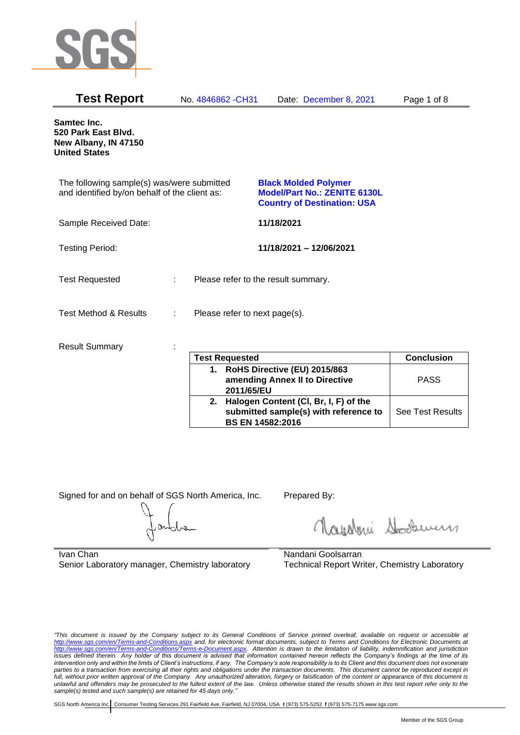# Test Report

No. 4846862 -CH31 Date: December 8, 2021

**Samtec Inc.**
**520 Park East Blvd.**
**New Albany, IN 47150**
**United States**

The following sample(s) was/were submitted and identified by/on behalf of the client as:

**Black Molded Polymer**
**Model/Part No.: ZENITE 6130L**
**Country of Destination: USA**

Sample Received Date: **11/18/2021**

Testing Period: **11/18/2021 – 12/06/2021**

Test Requested : Please refer to the result summary.

Test Method & Results : Please refer to next page(s).

Result Summary :

| Test Requested | Conclusion |
|---|---|
| **1. RoHS Directive (EU) 2015/863 amending Annex II to Directive 2011/65/EU** | PASS |
| **2. Halogen Content (Cl, Br, I, F) of the submitted sample(s) with reference to BS EN 14582:2016** | See Test Results |

Signed for and on behalf of SGS North America, Inc.

Ivan Chan
Senior Laboratory manager, Chemistry laboratory

Prepared By:

Nandani Goolsarran
Technical Report Writer, Chemistry Laboratory

*"This document is issued by the Company subject to its General Conditions of Service printed overleaf, available on request or accessible at http://www.sgs.com/en/Terms-and-Conditions.aspx and, for electronic format documents, subject to Terms and Conditions for Electronic Documents at http://www.sgs.com/en/Terms-and-Conditions/Terms-e-Document.aspx. Attention is drawn to the limitation of liability, indemnification and jurisdiction issues defined therein. Any holder of this document is advised that information contained hereon reflects the Company's findings at the time of its intervention only and within the limits of Client's instructions, if any. The Company's sole responsibility is to its Client and this document does not exonerate parties to a transaction from exercising all their rights and obligations under the transaction documents. This document cannot be reproduced except in full, without prior written approval of the Company. Any unauthorized alteration, forgery or falsification of the content or appearance of this document is unlawful and offenders may be prosecuted to the fullest extent of the law. Unless otherwise stated the results shown in this test report refer only to the sample(s) tested and such sample(s) are retained for 45 days only."*

SGS North America Inc. | Consumer Testing Services 291 Fairfield Ave, Fairfield, NJ 07004, USA **t** (973) 575-5252 **f** (973) 575-7175 www.sgs.com

Member of the SGS Group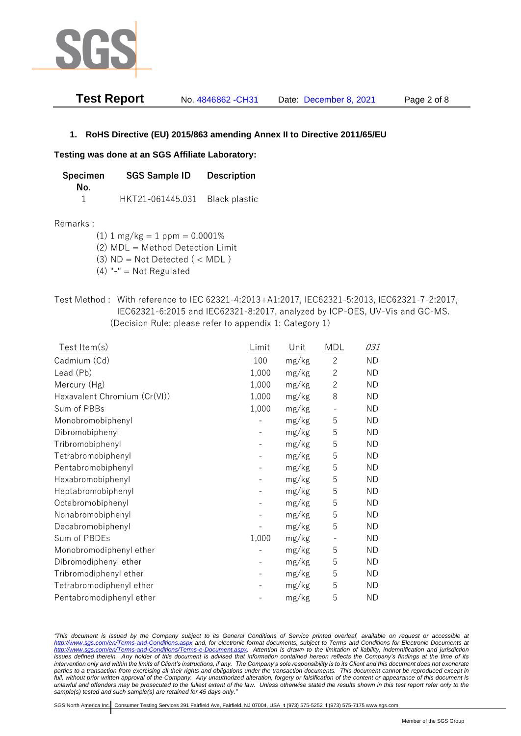## 1. RoHS Directive (EU) 2015/863 amending Annex II to Directive 2011/65/EU

**Testing was done at an SGS Affiliate Laboratory:**

| Specimen No. | SGS Sample ID | Description |
|---|---|---|
| 1 | HKT21-061445.031 | Black plastic |

Remarks :

(1) 1 mg/kg = 1 ppm = 0.0001%
(2) MDL = Method Detection Limit
(3) ND = Not Detected ( < MDL )
(4) "-" = Not Regulated

Test Method : With reference to IEC 62321-4:2013+A1:2017, IEC62321-5:2013, IEC62321-7-2:2017, IEC62321-6:2015 and IEC62321-8:2017, analyzed by ICP-OES, UV-Vis and GC-MS. (Decision Rule: please refer to appendix 1: Category 1)

| Test Item(s) | Limit | Unit | MDL | *031* |
|---|---|---|---|---|
| Cadmium (Cd) | 100 | mg/kg | 2 | ND |
| Lead (Pb) | 1,000 | mg/kg | 2 | ND |
| Mercury (Hg) | 1,000 | mg/kg | 2 | ND |
| Hexavalent Chromium (Cr(VI)) | 1,000 | mg/kg | 8 | ND |
| Sum of PBBs | 1,000 | mg/kg | - | ND |
| Monobromobiphenyl | - | mg/kg | 5 | ND |
| Dibromobiphenyl | - | mg/kg | 5 | ND |
| Tribromobiphenyl | - | mg/kg | 5 | ND |
| Tetrabromobiphenyl | - | mg/kg | 5 | ND |
| Pentabromobiphenyl | - | mg/kg | 5 | ND |
| Hexabromobiphenyl | - | mg/kg | 5 | ND |
| Heptabromobiphenyl | - | mg/kg | 5 | ND |
| Octabromobiphenyl | - | mg/kg | 5 | ND |
| Nonabromobiphenyl | - | mg/kg | 5 | ND |
| Decabromobiphenyl | - | mg/kg | 5 | ND |
| Sum of PBDEs | 1,000 | mg/kg | - | ND |
| Monobromodiphenyl ether | - | mg/kg | 5 | ND |
| Dibromodiphenyl ether | - | mg/kg | 5 | ND |
| Tribromodiphenyl ether | - | mg/kg | 5 | ND |
| Tetrabromodiphenyl ether | - | mg/kg | 5 | ND |
| Pentabromodiphenyl ether | - | mg/kg | 5 | ND |

*"This document is issued by the Company subject to its General Conditions of Service printed overleaf, available on request or accessible at http://www.sgs.com/en/Terms-and-Conditions.aspx and, for electronic format documents, subject to Terms and Conditions for Electronic Documents at http://www.sgs.com/en/Terms-and-Conditions/Terms-e-Document.aspx. Attention is drawn to the limitation of liability, indemnification and jurisdiction issues defined therein. Any holder of this document is advised that information contained hereon reflects the Company's findings at the time of its intervention only and within the limits of Client's instructions, if any. The Company's sole responsibility is to its Client and this document does not exonerate parties to a transaction from exercising all their rights and obligations under the transaction documents. This document cannot be reproduced except in full, without prior written approval of the Company. Any unauthorized alteration, forgery or falsification of the content or appearance of this document is unlawful and offenders may be prosecuted to the fullest extent of the law. Unless otherwise stated the results shown in this test report refer only to the sample(s) tested and such sample(s) are retained for 45 days only."*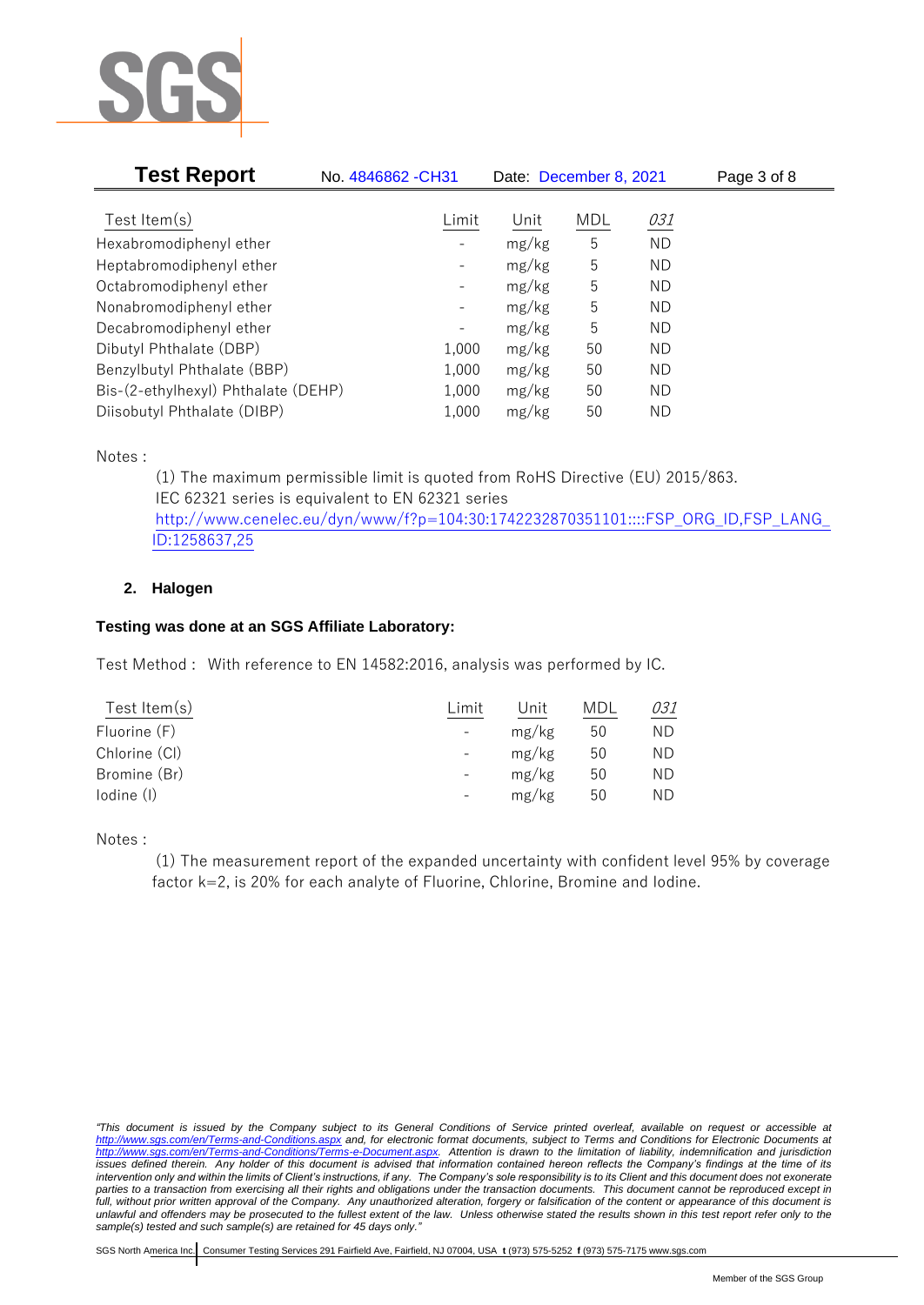| Test Item(s) | Limit | Unit | MDL | *031* |
|---|---|---|---|---|
| Hexabromodiphenyl ether | - | mg/kg | 5 | ND |
| Heptabromodiphenyl ether | - | mg/kg | 5 | ND |
| Octabromodiphenyl ether | - | mg/kg | 5 | ND |
| Nonabromodiphenyl ether | - | mg/kg | 5 | ND |
| Decabromodiphenyl ether | - | mg/kg | 5 | ND |
| Dibutyl Phthalate (DBP) | 1,000 | mg/kg | 50 | ND |
| Benzylbutyl Phthalate (BBP) | 1,000 | mg/kg | 50 | ND |
| Bis-(2-ethylhexyl) Phthalate (DEHP) | 1,000 | mg/kg | 50 | ND |
| Diisobutyl Phthalate (DIBP) | 1,000 | mg/kg | 50 | ND |

Notes :

(1) The maximum permissible limit is quoted from RoHS Directive (EU) 2015/863.
IEC 62321 series is equivalent to EN 62321 series
http://www.cenelec.eu/dyn/www/f?p=104:30:1742232870351101::::FSP_ORG_ID,FSP_LANG_ID:1258637,25

## 2. Halogen

**Testing was done at an SGS Affiliate Laboratory:**

Test Method : With reference to EN 14582:2016, analysis was performed by IC.

| Test Item(s) | Limit | Unit | MDL | *031* |
|---|---|---|---|---|
| Fluorine (F) | - | mg/kg | 50 | ND |
| Chlorine (Cl) | - | mg/kg | 50 | ND |
| Bromine (Br) | - | mg/kg | 50 | ND |
| Iodine (I) | - | mg/kg | 50 | ND |

Notes :

(1) The measurement report of the expanded uncertainty with confident level 95% by coverage factor k=2, is 20% for each analyte of Fluorine, Chlorine, Bromine and Iodine.

*"This document is issued by the Company subject to its General Conditions of Service printed overleaf, available on request or accessible at http://www.sgs.com/en/Terms-and-Conditions.aspx and, for electronic format documents, subject to Terms and Conditions for Electronic Documents at http://www.sgs.com/en/Terms-and-Conditions/Terms-e-Document.aspx. Attention is drawn to the limitation of liability, indemnification and jurisdiction issues defined therein. Any holder of this document is advised that information contained hereon reflects the Company's findings at the time of its intervention only and within the limits of Client's instructions, if any. The Company's sole responsibility is to its Client and this document does not exonerate parties to a transaction from exercising all their rights and obligations under the transaction documents. This document cannot be reproduced except in full, without prior written approval of the Company. Any unauthorized alteration, forgery or falsification of the content or appearance of this document is unlawful and offenders may be prosecuted to the fullest extent of the law. Unless otherwise stated the results shown in this test report refer only to the sample(s) tested and such sample(s) are retained for 45 days only."*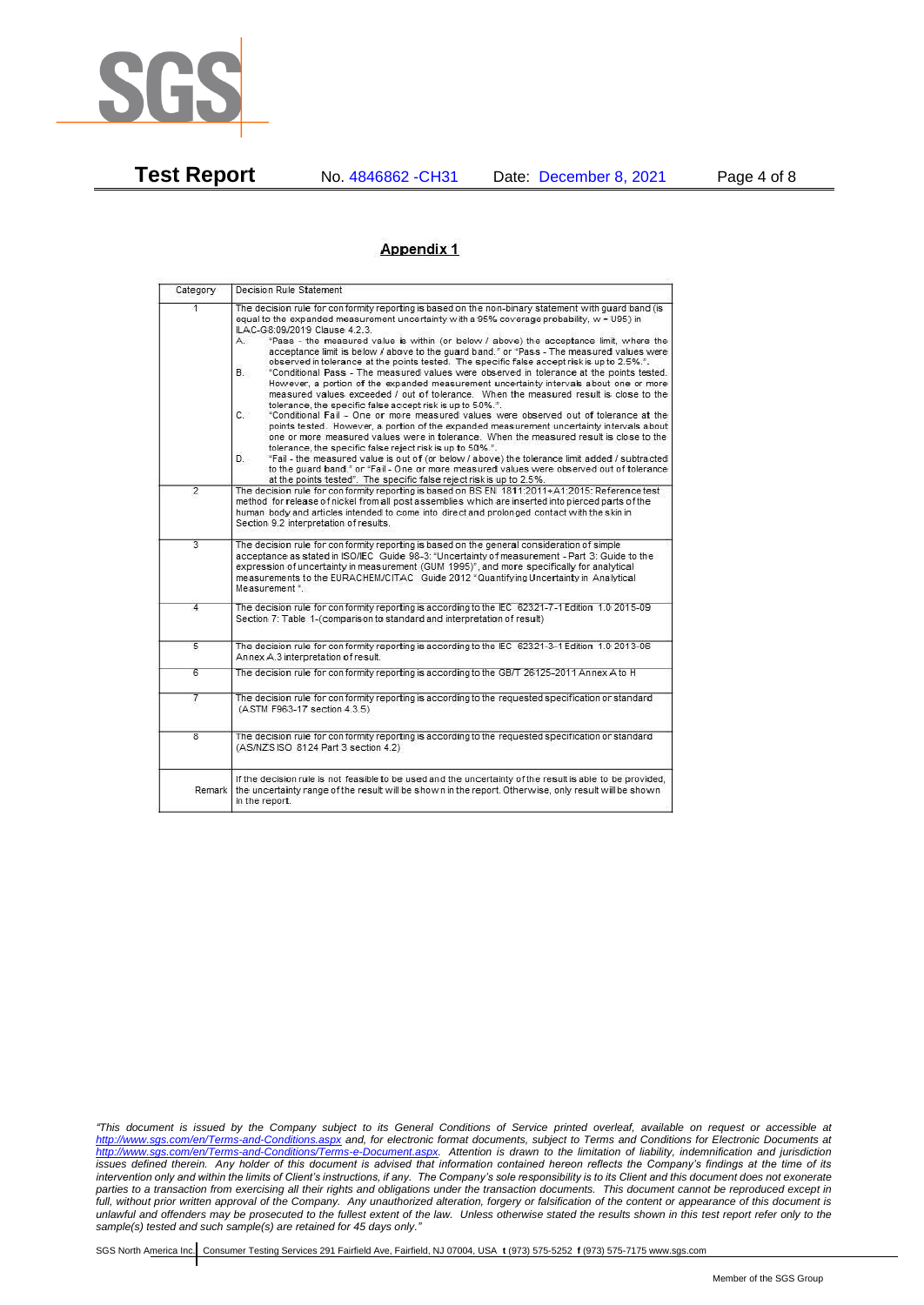## Appendix 1

| Category | Decision Rule Statement |
| --- | --- |
| 1 | The decision rule for conformity reporting is based on the non-binary statement with guard band (is equal to the expanded measurement uncertainty with a 95% coverage probability, w = U95) in ILAC-G8:09/2019 Clause 4.2.3.<br>A. "Pass - the measured value is within (or below / above) the acceptance limit, where the acceptance limit is below / above to the guard band." or "Pass - The measured values were observed in tolerance at the points tested. The specific false accept risk is up to 2.5%.".<br>B. "Conditional Pass - The measured values were observed in tolerance at the points tested. However, a portion of the expanded measurement uncertainty intervals about one or more measured values exceeded / out of tolerance. When the measured result is close to the tolerance, the specific false accept risk is up to 50%.".<br>C. "Conditional Fail - One or more measured values were observed out of tolerance at the points tested. However, a portion of the expanded measurement uncertainty intervals about one or more measured values were in tolerance. When the measured result is close to the tolerance, the specific false reject risk is up to 50%.".<br>D. "Fail - the measured value is out of (or below / above) the tolerance limit added / subtracted to the guard band." or "Fail - One or more measured values were observed out of tolerance at the points tested". The specific false reject risk is up to 2.5%. |
| 2 | The decision rule for conformity reporting is based on BS EN 1811:2011+A1:2015: Reference test method for release of nickel from all post assemblies which are inserted into pierced parts of the human body and articles intended to come into direct and prolonged contact with the skin in Section 9.2 interpretation of results. |
| 3 | The decision rule for conformity reporting is based on the general consideration of simple acceptance as stated in ISO/IEC Guide 98-3: "Uncertainty of measurement - Part 3: Guide to the expression of uncertainty in measurement (GUM 1995)", and more specifically for analytical measurements to the EURACHEM/CITAC Guide 2012 "Quantifying Uncertainty in Analytical Measurement ". |
| 4 | The decision rule for conformity reporting is according to the IEC 62321-7-1 Edition 1.0 2015-09 Section 7: Table 1-(comparison to standard and interpretation of result) |
| 5 | The decision rule for conformity reporting is according to the IEC 62321-3-1 Edition 1.0 2013-06 Annex A.3 interpretation of result. |
| 6 | The decision rule for conformity reporting is according to the GB/T 26125-2011 Annex A to H |
| 7 | The decision rule for conformity reporting is according to the requested specification or standard (ASTM F963-17 section 4.3.5) |
| 8 | The decision rule for conformity reporting is according to the requested specification or standard (AS/NZS ISO 8124 Part 3 section 4.2) |
| Remark | If the decision rule is not feasible to be used and the uncertainty of the result is able to be provided, the uncertainty range of the result will be shown in the report. Otherwise, only result will be shown in the report. |

*"This document is issued by the Company subject to its General Conditions of Service printed overleaf, available on request or accessible at http://www.sgs.com/en/Terms-and-Conditions.aspx and, for electronic format documents, subject to Terms and Conditions for Electronic Documents at http://www.sgs.com/en/Terms-and-Conditions/Terms-e-Document.aspx. Attention is drawn to the limitation of liability, indemnification and jurisdiction issues defined therein. Any holder of this document is advised that information contained hereon reflects the Company's findings at the time of its intervention only and within the limits of Client's instructions, if any. The Company's sole responsibility is to its Client and this document does not exonerate parties to a transaction from exercising all their rights and obligations under the transaction documents. This document cannot be reproduced except in full, without prior written approval of the Company. Any unauthorized alteration, forgery or falsification of the content or appearance of this document is unlawful and offenders may be prosecuted to the fullest extent of the law. Unless otherwise stated the results shown in this test report refer only to the sample(s) tested and such sample(s) are retained for 45 days only."*

SGS North America Inc. | Consumer Testing Services 291 Fairfield Ave, Fairfield, NJ 07004, USA **t** (973) 575-5252 **f** (973) 575-7175 www.sgs.com

Member of the SGS Group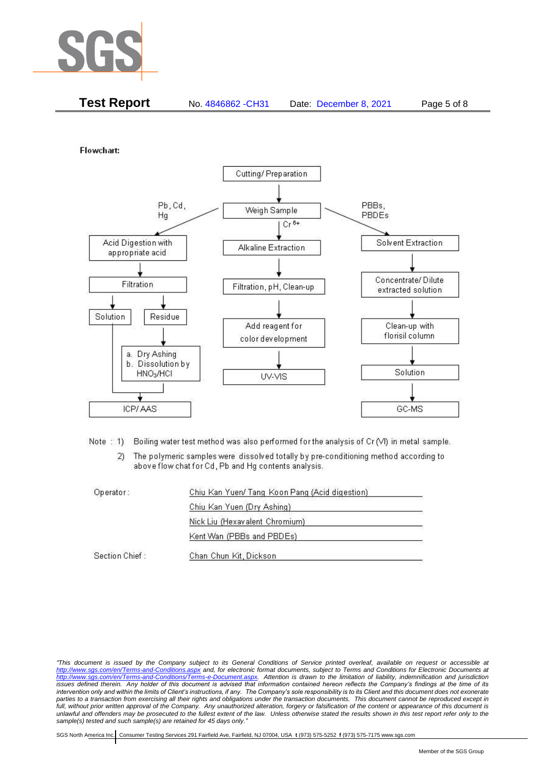**Test Report** No. 4846862 -CH31 Date: December 8, 2021

**Flowchart:**

Cutting/ Preparation
↓
Weigh Sample

**Pb, Cd, Hg:**
Acid Digestion with appropriate acid → Filtration → Solution / Residue
Residue → a. Dry Ashing b. Dissolution by $HNO_3$/HCl
Solution + Dissolved residue → ICP/ AAS

**$Cr^{6+}$:**
Alkaline Extraction → Filtration, pH, Clean-up → Add reagent for color development → UV-VIS

**PBBs, PBDEs:**
Solvent Extraction → Concentrate/ Dilute extracted solution → Clean-up with florisil column → Solution → GC-MS

Note : 1) Boiling water test method was also performed for the analysis of Cr (VI) in metal sample.

2) The polymeric samples were dissolved totally by pre-conditioning method according to above flow chat for Cd, Pb and Hg contents analysis.

| | |
|---|---|
| Operator: | Chiu Kan Yuen/ Tang Koon Pang (Acid digestion) |
| | Chiu Kan Yuen (Dry Ashing) |
| | Nick Liu (Hexavalent Chromium) |
| | Kent Wan (PBBs and PBDEs) |
| Section Chief : | Chan Chun Kit, Dickson |

*"This document is issued by the Company subject to its General Conditions of Service printed overleaf, available on request or accessible at http://www.sgs.com/en/Terms-and-Conditions.aspx and, for electronic format documents, subject to Terms and Conditions for Electronic Documents at http://www.sgs.com/en/Terms-and-Conditions/Terms-e-Document.aspx. Attention is drawn to the limitation of liability, indemnification and jurisdiction issues defined therein. Any holder of this document is advised that information contained hereon reflects the Company's findings at the time of its intervention only and within the limits of Client's instructions, if any. The Company's sole responsibility is to its Client and this document does not exonerate parties to a transaction from exercising all their rights and obligations under the transaction documents. This document cannot be reproduced except in full, without prior written approval of the Company. Any unauthorized alteration, forgery or falsification of the content or appearance of this document is unlawful and offenders may be prosecuted to the fullest extent of the law. Unless otherwise stated the results shown in this test report refer only to the sample(s) tested and such sample(s) are retained for 45 days only."*

SGS North America Inc. | Consumer Testing Services 291 Fairfield Ave, Fairfield, NJ 07004, USA t (973) 575-5252 f (973) 575-7175 www.sgs.com

Member of the SGS Group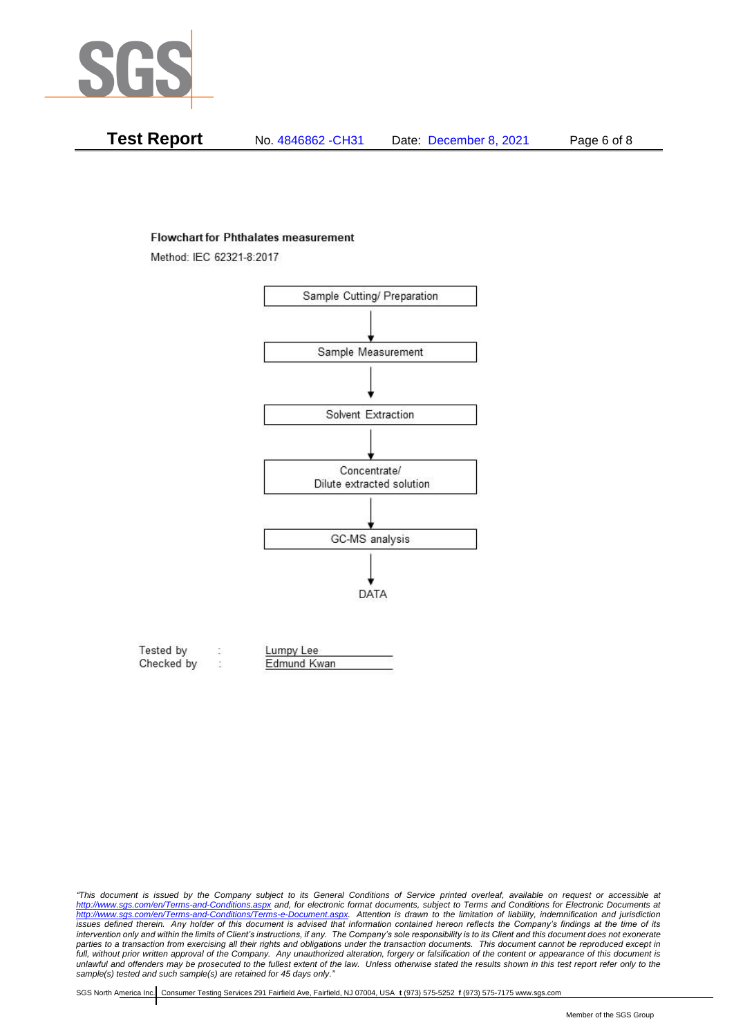**Flowchart for Phthalates measurement**

Method: IEC 62321-8:2017

Sample Cutting/ Preparation

↓

Sample Measurement

↓

Solvent Extraction

↓

Concentrate/
Dilute extracted solution

↓

GC-MS analysis

↓

DATA

Tested by : Lumpy Lee
Checked by : Edmund Kwan

*"This document is issued by the Company subject to its General Conditions of Service printed overleaf, available on request or accessible at http://www.sgs.com/en/Terms-and-Conditions.aspx and, for electronic format documents, subject to Terms and Conditions for Electronic Documents at http://www.sgs.com/en/Terms-and-Conditions/Terms-e-Document.aspx. Attention is drawn to the limitation of liability, indemnification and jurisdiction issues defined therein. Any holder of this document is advised that information contained hereon reflects the Company's findings at the time of its intervention only and within the limits of Client's instructions, if any. The Company's sole responsibility is to its Client and this document does not exonerate parties to a transaction from exercising all their rights and obligations under the transaction documents. This document cannot be reproduced except in full, without prior written approval of the Company. Any unauthorized alteration, forgery or falsification of the content or appearance of this document is unlawful and offenders may be prosecuted to the fullest extent of the law. Unless otherwise stated the results shown in this test report refer only to the sample(s) tested and such sample(s) are retained for 45 days only."*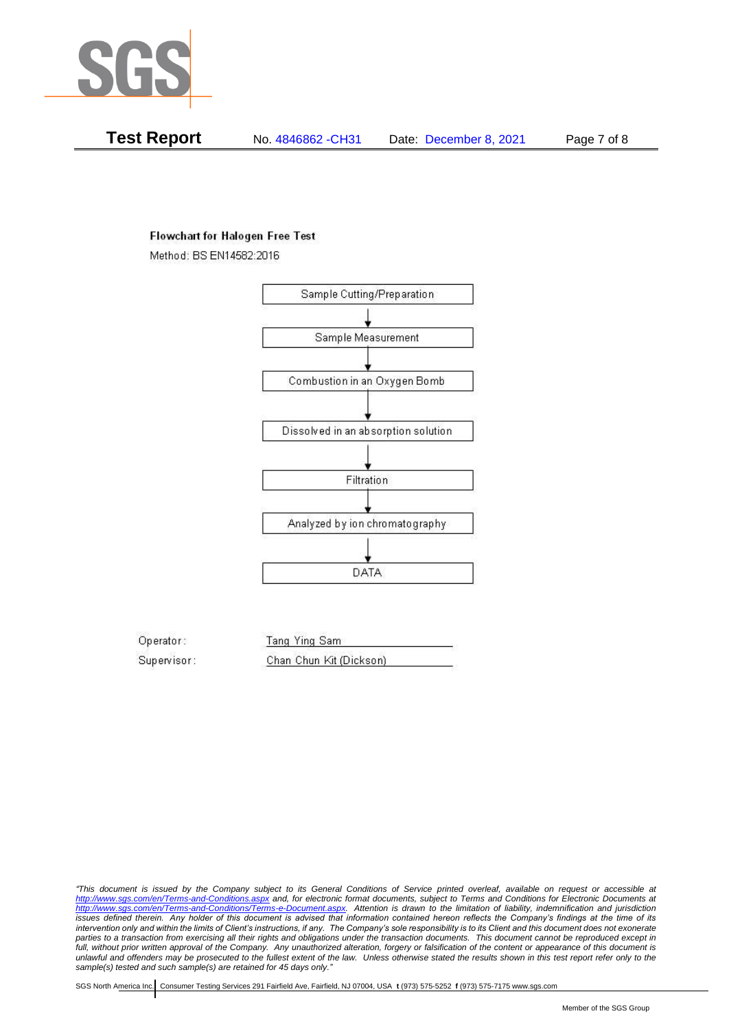**Flowchart for Halogen Free Test**

Method: BS EN14582:2016

Sample Cutting/Preparation

↓

Sample Measurement

↓

Combustion in an Oxygen Bomb

↓

Dissolved in an absorption solution

↓

Filtration

↓

Analyzed by ion chromatography

↓

DATA

Operator: Tang Ying Sam

Supervisor: Chan Chun Kit (Dickson)

*"This document is issued by the Company subject to its General Conditions of Service printed overleaf, available on request or accessible at http://www.sgs.com/en/Terms-and-Conditions.aspx and, for electronic format documents, subject to Terms and Conditions for Electronic Documents at http://www.sgs.com/en/Terms-and-Conditions/Terms-e-Document.aspx. Attention is drawn to the limitation of liability, indemnification and jurisdiction issues defined therein. Any holder of this document is advised that information contained hereon reflects the Company's findings at the time of its intervention only and within the limits of Client's instructions, if any. The Company's sole responsibility is to its Client and this document does not exonerate parties to a transaction from exercising all their rights and obligations under the transaction documents. This document cannot be reproduced except in full, without prior written approval of the Company. Any unauthorized alteration, forgery or falsification of the content or appearance of this document is unlawful and offenders may be prosecuted to the fullest extent of the law. Unless otherwise stated the results shown in this test report refer only to the sample(s) tested and such sample(s) are retained for 45 days only."*

SGS North America Inc. | Consumer Testing Services 291 Fairfield Ave, Fairfield, NJ 07004, USA **t** (973) 575-5252 **f** (973) 575-7175 www.sgs.com

Member of the SGS Group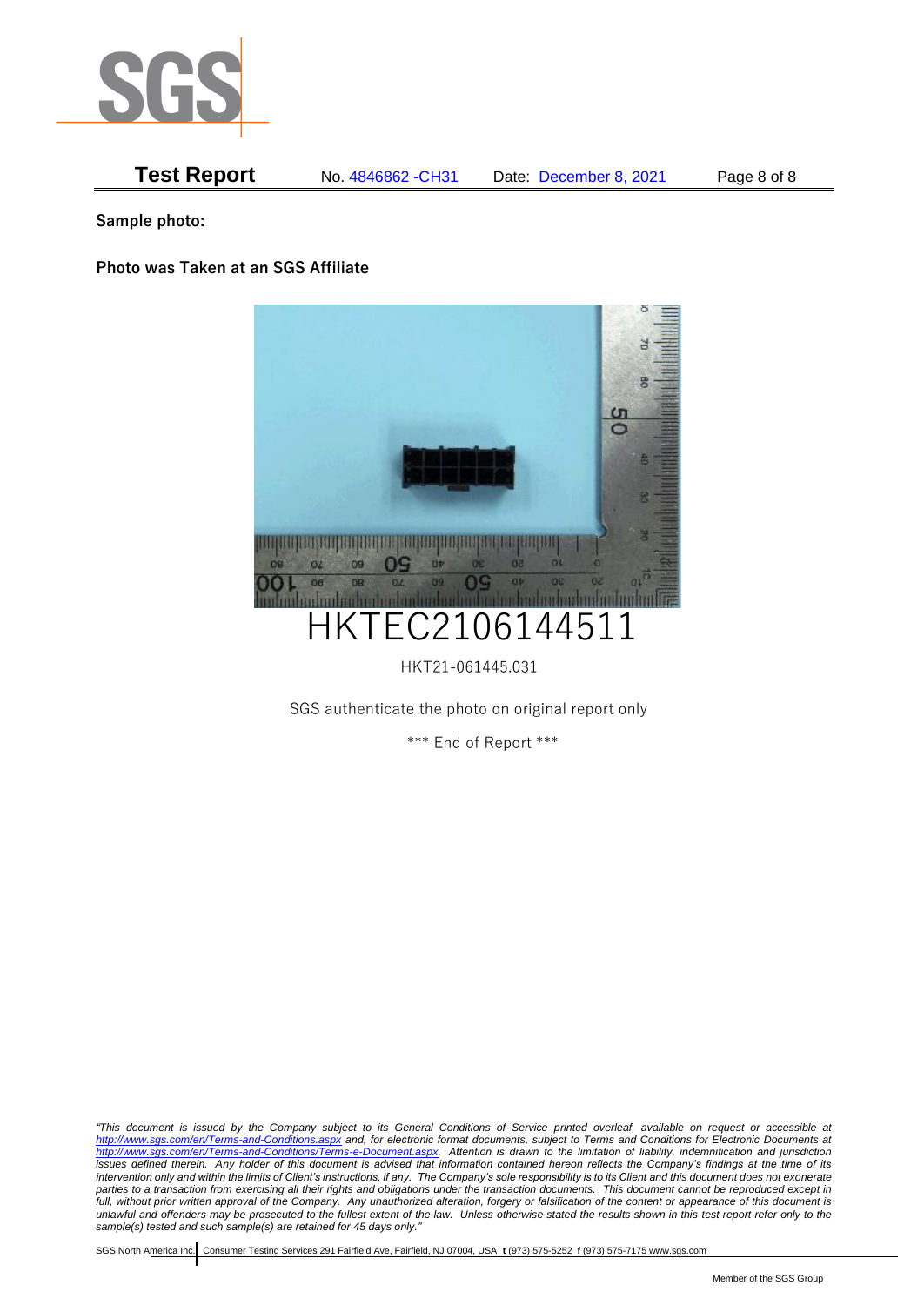**Sample photo:**

**Photo was Taken at an SGS Affiliate**

HKTEC2106144511

HKT21-061445.031

SGS authenticate the photo on original report only

\*\*\* End of Report \*\*\*

*"This document is issued by the Company subject to its General Conditions of Service printed overleaf, available on request or accessible at http://www.sgs.com/en/Terms-and-Conditions.aspx and, for electronic format documents, subject to Terms and Conditions for Electronic Documents at http://www.sgs.com/en/Terms-and-Conditions/Terms-e-Document.aspx. Attention is drawn to the limitation of liability, indemnification and jurisdiction issues defined therein. Any holder of this document is advised that information contained hereon reflects the Company's findings at the time of its intervention only and within the limits of Client's instructions, if any. The Company's sole responsibility is to its Client and this document does not exonerate parties to a transaction from exercising all their rights and obligations under the transaction documents. This document cannot be reproduced except in full, without prior written approval of the Company. Any unauthorized alteration, forgery or falsification of the content or appearance of this document is unlawful and offenders may be prosecuted to the fullest extent of the law. Unless otherwise stated the results shown in this test report refer only to the sample(s) tested and such sample(s) are retained for 45 days only."*

SGS North America Inc. | Consumer Testing Services 291 Fairfield Ave, Fairfield, NJ 07004, USA **t** (973) 575-5252 **f** (973) 575-7175 www.sgs.com

Member of the SGS Group